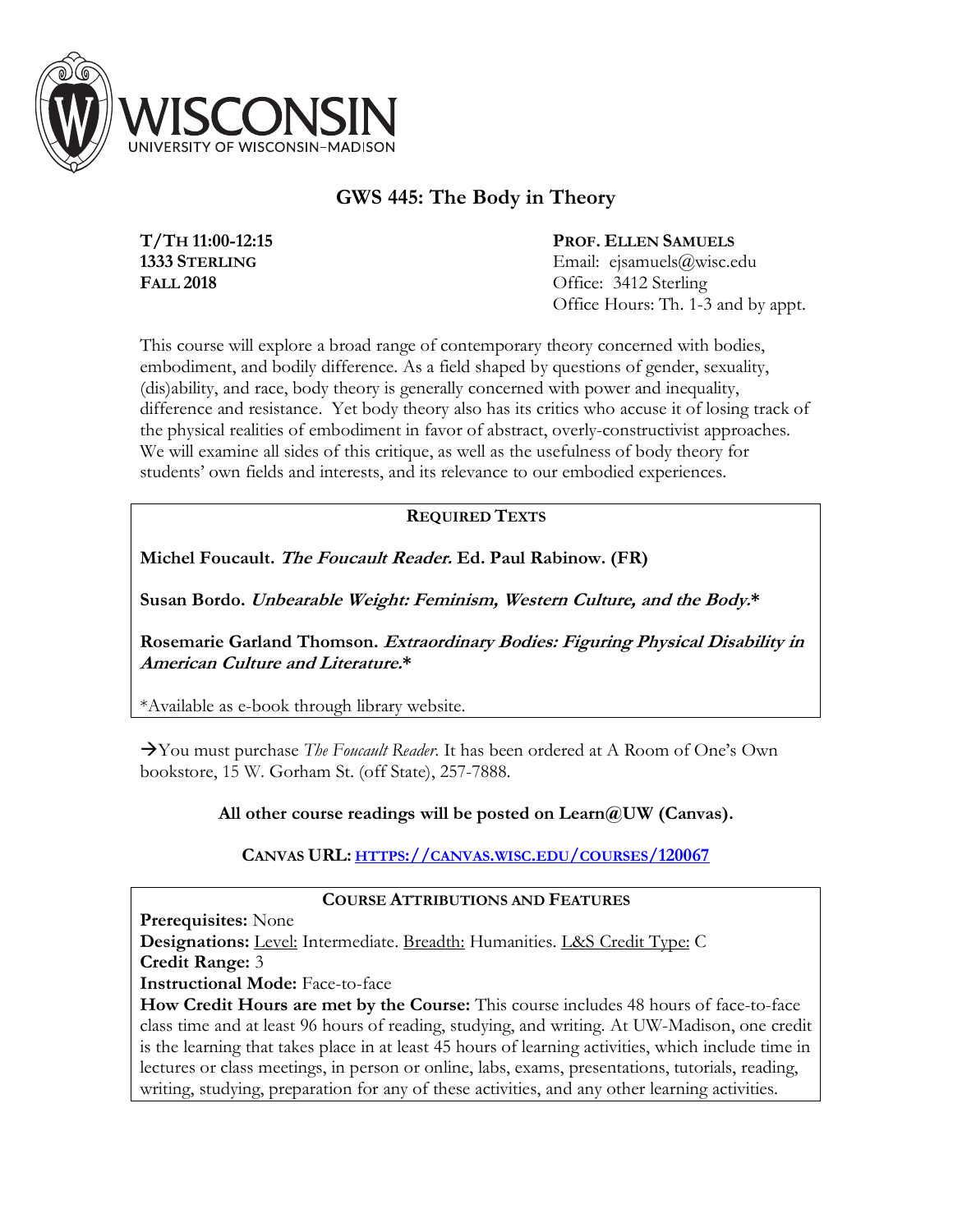WISCONSIN
UNIVERSITY OF WISCONSIN–MADISON

# GWS 445: The Body in Theory

**T/TH 11:00-12:15**
**1333 STERLING**
**FALL 2018**

**PROF. ELLEN SAMUELS**
Email: ejsamuels@wisc.edu
Office: 3412 Sterling
Office Hours: Th. 1-3 and by appt.

This course will explore a broad range of contemporary theory concerned with bodies, embodiment, and bodily difference. As a field shaped by questions of gender, sexuality, (dis)ability, and race, body theory is generally concerned with power and inequality, difference and resistance. Yet body theory also has its critics who accuse it of losing track of the physical realities of embodiment in favor of abstract, overly-constructivist approaches. We will examine all sides of this critique, as well as the usefulness of body theory for students' own fields and interests, and its relevance to our embodied experiences.

## REQUIRED TEXTS

**Michel Foucault. *The Foucault Reader.* Ed. Paul Rabinow. (FR)**

**Susan Bordo. *Unbearable Weight: Feminism, Western Culture, and the Body.*\***

**Rosemarie Garland Thomson. *Extraordinary Bodies: Figuring Physical Disability in American Culture and Literature.*\***

*Available as e-book through library website.

→You must purchase *The Foucault Reader*. It has been ordered at A Room of One's Own bookstore, 15 W. Gorham St. (off State), 257-7888.

**All other course readings will be posted on Learn@UW (Canvas).**

**CANVAS URL: [HTTPS://CANVAS.WISC.EDU/COURSES/120067](https://canvas.wisc.edu/courses/120067)**

## COURSE ATTRIBUTIONS AND FEATURES

**Prerequisites:** None
**Designations:** Level: Intermediate. Breadth: Humanities. L&S Credit Type: C
**Credit Range:** 3
**Instructional Mode:** Face-to-face
**How Credit Hours are met by the Course:** This course includes 48 hours of face-to-face class time and at least 96 hours of reading, studying, and writing. At UW-Madison, one credit is the learning that takes place in at least 45 hours of learning activities, which include time in lectures or class meetings, in person or online, labs, exams, presentations, tutorials, reading, writing, studying, preparation for any of these activities, and any other learning activities.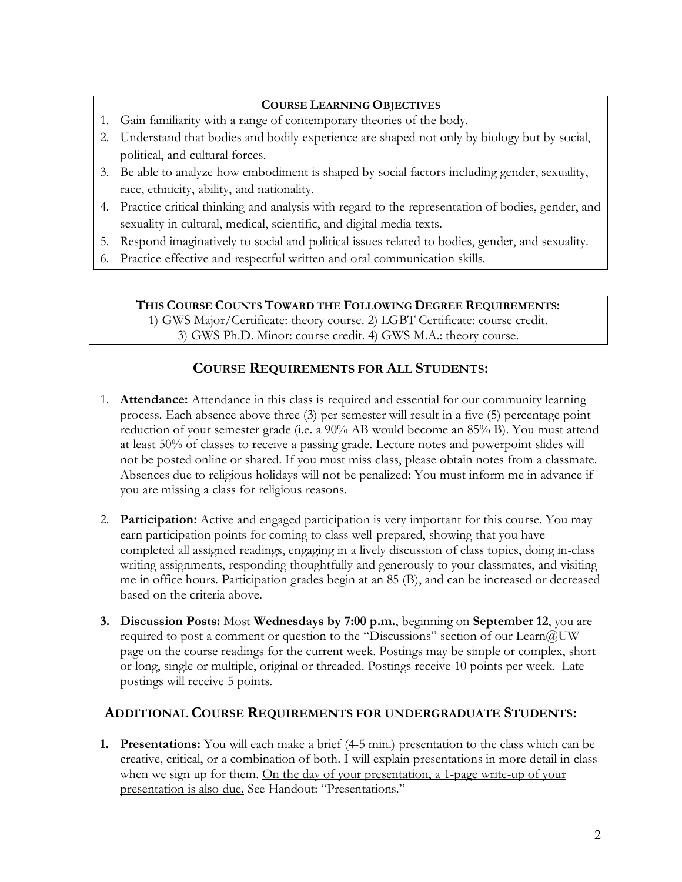**COURSE LEARNING OBJECTIVES**

1. Gain familiarity with a range of contemporary theories of the body.
2. Understand that bodies and bodily experience are shaped not only by biology but by social, political, and cultural forces.
3. Be able to analyze how embodiment is shaped by social factors including gender, sexuality, race, ethnicity, ability, and nationality.
4. Practice critical thinking and analysis with regard to the representation of bodies, gender, and sexuality in cultural, medical, scientific, and digital media texts.
5. Respond imaginatively to social and political issues related to bodies, gender, and sexuality.
6. Practice effective and respectful written and oral communication skills.

**THIS COURSE COUNTS TOWARD THE FOLLOWING DEGREE REQUIREMENTS:**
1) GWS Major/Certificate: theory course. 2) LGBT Certificate: course credit.
3) GWS Ph.D. Minor: course credit. 4) GWS M.A.: theory course.

## COURSE REQUIREMENTS FOR ALL STUDENTS:

1. **Attendance:** Attendance in this class is required and essential for our community learning process. Each absence above three (3) per semester will result in a five (5) percentage point reduction of your <u>semester</u> grade (i.e. a 90% AB would become an 85% B). You must attend <u>at least 50%</u> of classes to receive a passing grade. Lecture notes and powerpoint slides will <u>not</u> be posted online or shared. If you must miss class, please obtain notes from a classmate. Absences due to religious holidays will not be penalized: You <u>must inform me in advance</u> if you are missing a class for religious reasons.

2. **Participation:** Active and engaged participation is very important for this course. You may earn participation points for coming to class well-prepared, showing that you have completed all assigned readings, engaging in a lively discussion of class topics, doing in-class writing assignments, responding thoughtfully and generously to your classmates, and visiting me in office hours. Participation grades begin at an 85 (B), and can be increased or decreased based on the criteria above.

3. **Discussion Posts:** Most **Wednesdays by 7:00 p.m.**, beginning on **September 12**, you are required to post a comment or question to the "Discussions" section of our Learn@UW page on the course readings for the current week. Postings may be simple or complex, short or long, single or multiple, original or threaded. Postings receive 10 points per week. Late postings will receive 5 points.

## ADDITIONAL COURSE REQUIREMENTS FOR <u>UNDERGRADUATE</u> STUDENTS:

1. **Presentations:** You will each make a brief (4-5 min.) presentation to the class which can be creative, critical, or a combination of both. I will explain presentations in more detail in class when we sign up for them. <u>On the day of your presentation, a 1-page write-up of your presentation is also due.</u> See Handout: "Presentations."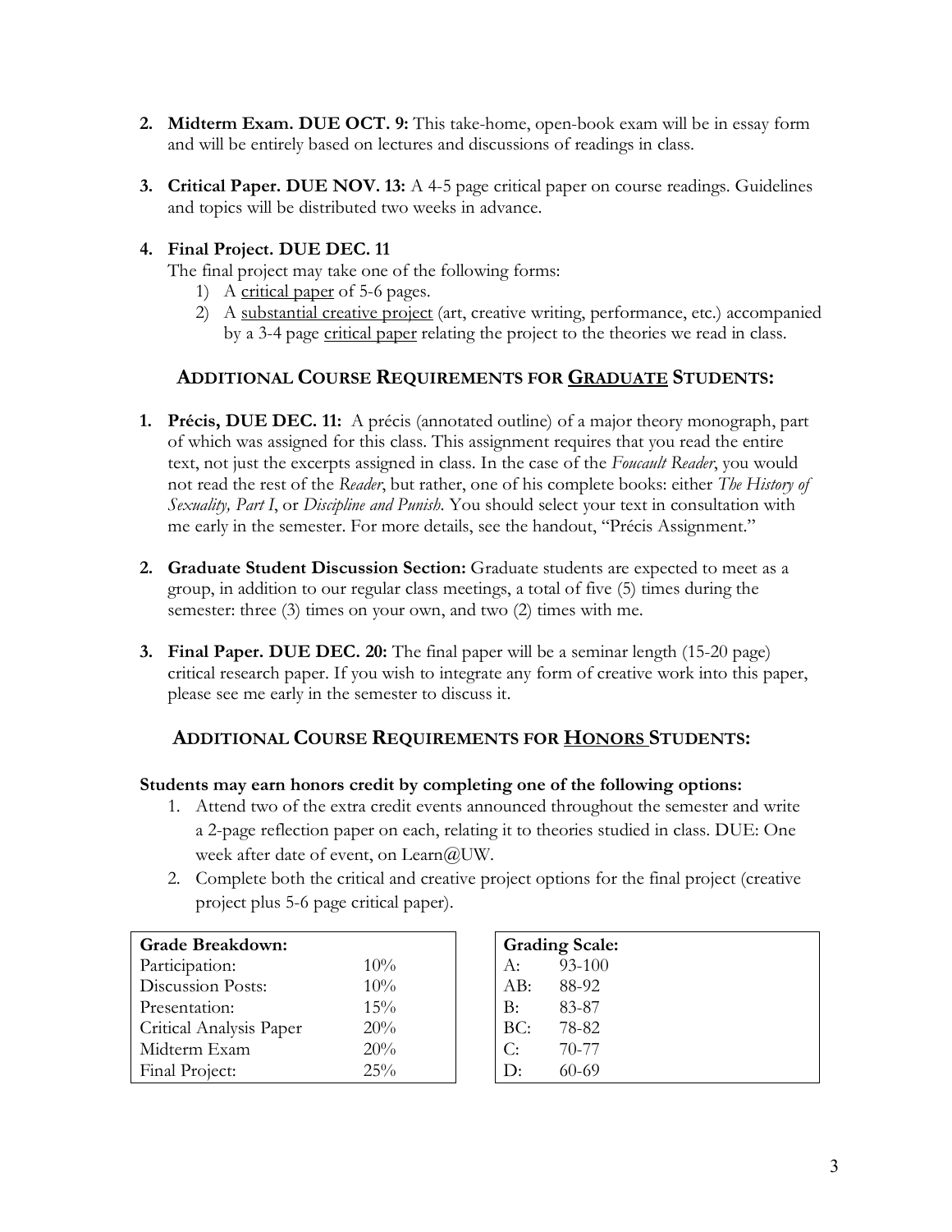2. **Midterm Exam. DUE OCT. 9:** This take-home, open-book exam will be in essay form and will be entirely based on lectures and discussions of readings in class.

3. **Critical Paper. DUE NOV. 13:** A 4-5 page critical paper on course readings. Guidelines and topics will be distributed two weeks in advance.

4. **Final Project. DUE DEC. 11**
   The final project may take one of the following forms:
   1) A <u>critical paper</u> of 5-6 pages.
   2) A <u>substantial creative project</u> (art, creative writing, performance, etc.) accompanied by a 3-4 page <u>critical paper</u> relating the project to the theories we read in class.

## ADDITIONAL COURSE REQUIREMENTS FOR <u>GRADUATE</u> STUDENTS:

1. **Précis, DUE DEC. 11:** A précis (annotated outline) of a major theory monograph, part of which was assigned for this class. This assignment requires that you read the entire text, not just the excerpts assigned in class. In the case of the *Foucault Reader*, you would not read the rest of the *Reader*, but rather, one of his complete books: either *The History of Sexuality, Part I*, or *Discipline and Punish*. You should select your text in consultation with me early in the semester. For more details, see the handout, "Précis Assignment."

2. **Graduate Student Discussion Section:** Graduate students are expected to meet as a group, in addition to our regular class meetings, a total of five (5) times during the semester: three (3) times on your own, and two (2) times with me.

3. **Final Paper. DUE DEC. 20:** The final paper will be a seminar length (15-20 page) critical research paper. If you wish to integrate any form of creative work into this paper, please see me early in the semester to discuss it.

## ADDITIONAL COURSE REQUIREMENTS FOR <u>HONORS</u> STUDENTS:

**Students may earn honors credit by completing one of the following options:**

1. Attend two of the extra credit events announced throughout the semester and write a 2-page reflection paper on each, relating it to theories studied in class. DUE: One week after date of event, on Learn@UW.
2. Complete both the critical and creative project options for the final project (creative project plus 5-6 page critical paper).

| Grade Breakdown: | |
|---|---|
| Participation: | 10% |
| Discussion Posts: | 10% |
| Presentation: | 15% |
| Critical Analysis Paper | 20% |
| Midterm Exam | 20% |
| Final Project: | 25% |

| Grading Scale: | |
|---|---|
| A: | 93-100 |
| AB: | 88-92 |
| B: | 83-87 |
| BC: | 78-82 |
| C: | 70-77 |
| D: | 60-69 |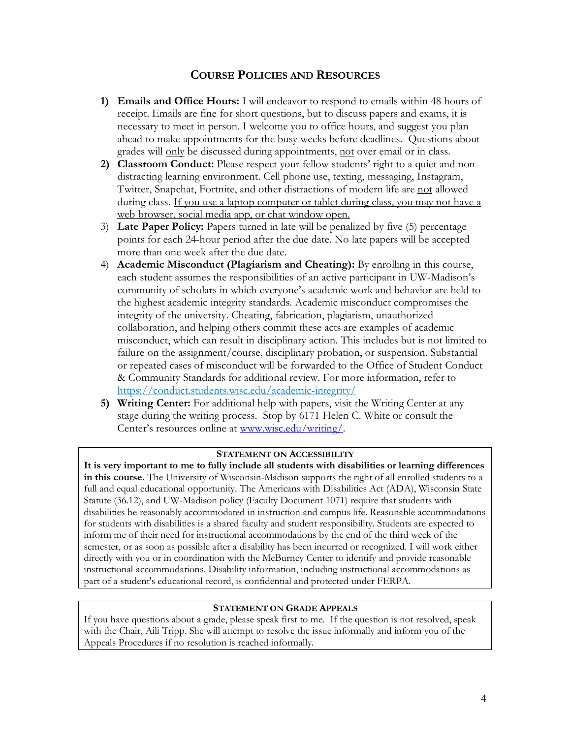## COURSE POLICIES AND RESOURCES

1) **Emails and Office Hours:** I will endeavor to respond to emails within 48 hours of receipt. Emails are fine for short questions, but to discuss papers and exams, it is necessary to meet in person. I welcome you to office hours, and suggest you plan ahead to make appointments for the busy weeks before deadlines. Questions about grades will <u>only</u> be discussed during appointments, <u>not</u> over email or in class.
2) **Classroom Conduct:** Please respect your fellow students' right to a quiet and non-distracting learning environment. Cell phone use, texting, messaging, Instagram, Twitter, Snapchat, Fortnite, and other distractions of modern life are <u>not</u> allowed during class. <u>If you use a laptop computer or tablet during class, you may not have a web browser, social media app, or chat window open.</u>
3) **Late Paper Policy:** Papers turned in late will be penalized by five (5) percentage points for each 24-hour period after the due date. No late papers will be accepted more than one week after the due date.
4) **Academic Misconduct (Plagiarism and Cheating):** By enrolling in this course, each student assumes the responsibilities of an active participant in UW-Madison's community of scholars in which everyone's academic work and behavior are held to the highest academic integrity standards. Academic misconduct compromises the integrity of the university. Cheating, fabrication, plagiarism, unauthorized collaboration, and helping others commit these acts are examples of academic misconduct, which can result in disciplinary action. This includes but is not limited to failure on the assignment/course, disciplinary probation, or suspension. Substantial or repeated cases of misconduct will be forwarded to the Office of Student Conduct & Community Standards for additional review. For more information, refer to https://conduct.students.wisc.edu/academic-integrity/
5) **Writing Center:** For additional help with papers, visit the Writing Center at any stage during the writing process. Stop by 6171 Helen C. White or consult the Center's resources online at www.wisc.edu/writing/.

### STATEMENT ON ACCESSIBILITY

**It is very important to me to fully include all students with disabilities or learning differences in this course.** The University of Wisconsin-Madison supports the right of all enrolled students to a full and equal educational opportunity. The Americans with Disabilities Act (ADA), Wisconsin State Statute (36.12), and UW-Madison policy (Faculty Document 1071) require that students with disabilities be reasonably accommodated in instruction and campus life. Reasonable accommodations for students with disabilities is a shared faculty and student responsibility. Students are expected to inform me of their need for instructional accommodations by the end of the third week of the semester, or as soon as possible after a disability has been incurred or recognized. I will work either directly with you or in coordination with the McBurney Center to identify and provide reasonable instructional accommodations. Disability information, including instructional accommodations as part of a student's educational record, is confidential and protected under FERPA.

### STATEMENT ON GRADE APPEALS

If you have questions about a grade, please speak first to me. If the question is not resolved, speak with the Chair, Aili Tripp. She will attempt to resolve the issue informally and inform you of the Appeals Procedures if no resolution is reached informally.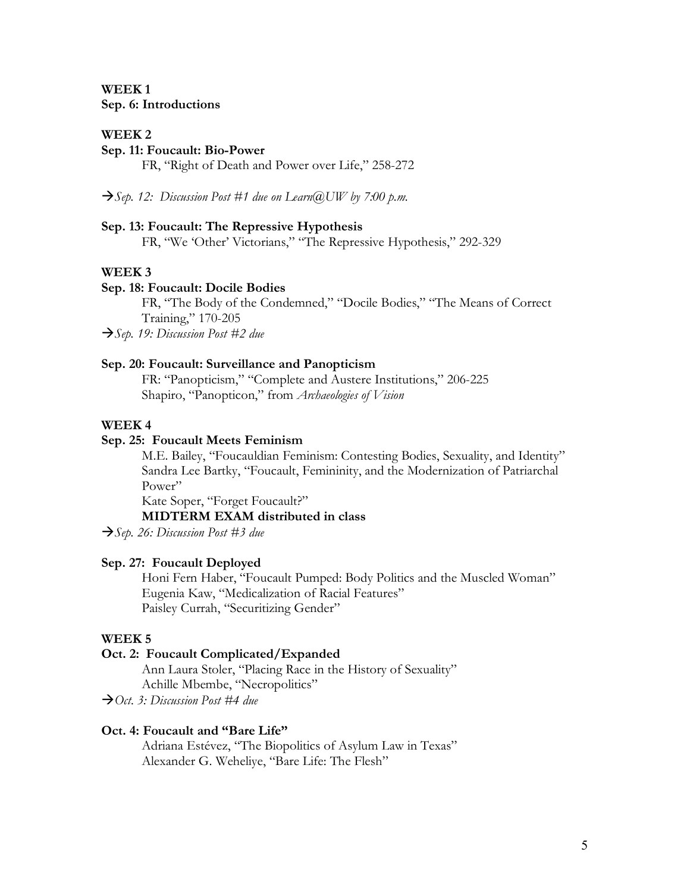**WEEK 1**
**Sep. 6: Introductions**

**WEEK 2**
**Sep. 11: Foucault: Bio-Power**
FR, "Right of Death and Power over Life," 258-272

→*Sep. 12: Discussion Post #1 due on Learn@UW by 7:00 p.m.*

**Sep. 13: Foucault: The Repressive Hypothesis**
FR, "We 'Other' Victorians," "The Repressive Hypothesis," 292-329

**WEEK 3**
**Sep. 18: Foucault: Docile Bodies**
FR, "The Body of the Condemned," "Docile Bodies," "The Means of Correct Training," 170-205

→*Sep. 19: Discussion Post #2 due*

**Sep. 20: Foucault: Surveillance and Panopticism**
FR: "Panopticism," "Complete and Austere Institutions," 206-225
Shapiro, "Panopticon," from *Archaeologies of Vision*

**WEEK 4**
**Sep. 25: Foucault Meets Feminism**
M.E. Bailey, "Foucauldian Feminism: Contesting Bodies, Sexuality, and Identity"
Sandra Lee Bartky, "Foucault, Femininity, and the Modernization of Patriarchal Power"
Kate Soper, "Forget Foucault?"
**MIDTERM EXAM distributed in class**

→*Sep. 26: Discussion Post #3 due*

**Sep. 27: Foucault Deployed**
Honi Fern Haber, "Foucault Pumped: Body Politics and the Muscled Woman"
Eugenia Kaw, "Medicalization of Racial Features"
Paisley Currah, "Securitizing Gender"

**WEEK 5**
**Oct. 2: Foucault Complicated/Expanded**
Ann Laura Stoler, "Placing Race in the History of Sexuality"
Achille Mbembe, "Necropolitics"

→*Oct. 3: Discussion Post #4 due*

**Oct. 4: Foucault and "Bare Life"**
Adriana Estévez, "The Biopolitics of Asylum Law in Texas"
Alexander G. Weheliye, "Bare Life: The Flesh"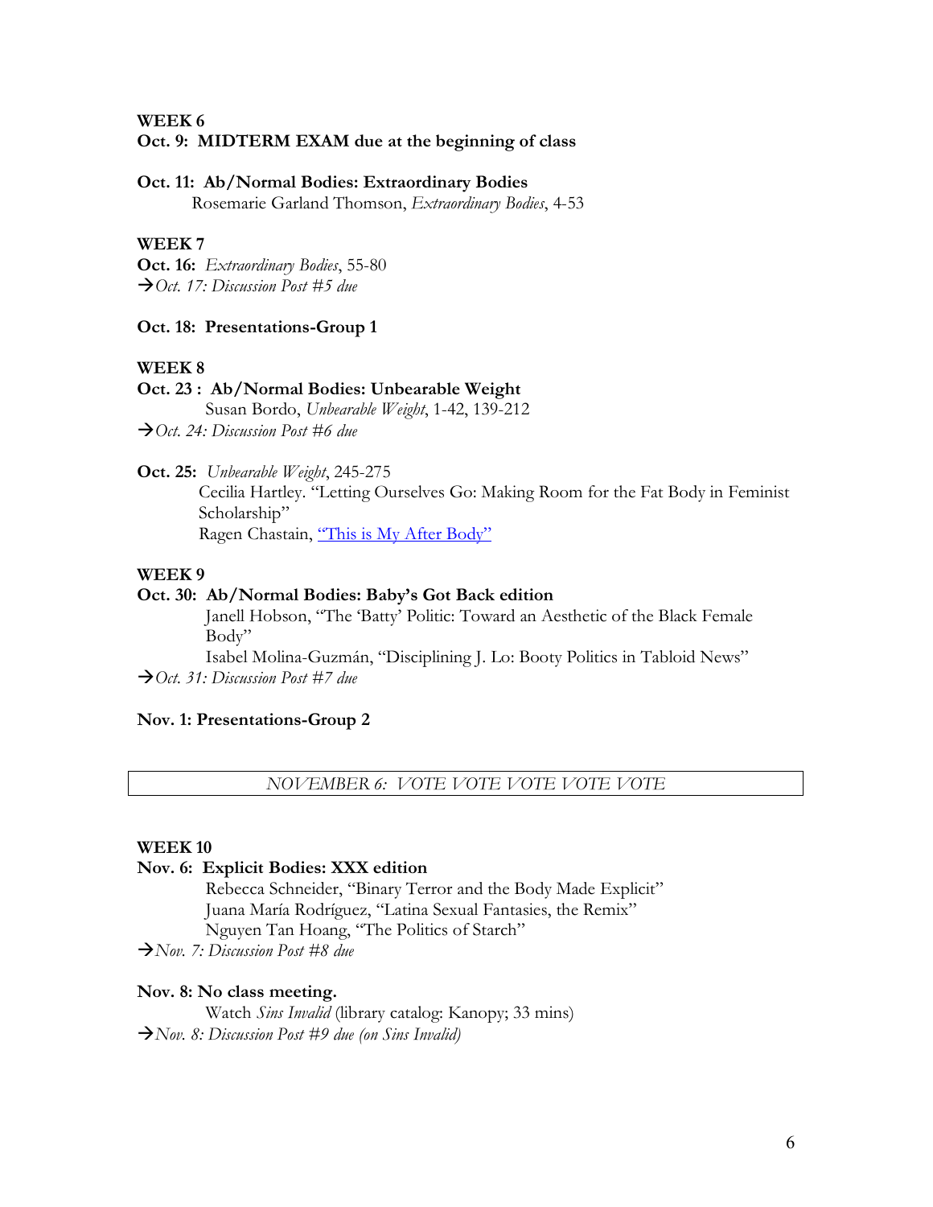**WEEK 6**
**Oct. 9: MIDTERM EXAM due at the beginning of class**

**Oct. 11: Ab/Normal Bodies: Extraordinary Bodies**
Rosemarie Garland Thomson, *Extraordinary Bodies*, 4-53

**WEEK 7**
**Oct. 16:** *Extraordinary Bodies*, 55-80
→*Oct. 17: Discussion Post #5 due*

**Oct. 18: Presentations-Group 1**

**WEEK 8**
**Oct. 23 : Ab/Normal Bodies: Unbearable Weight**
Susan Bordo, *Unbearable Weight*, 1-42, 139-212
→*Oct. 24: Discussion Post #6 due*

**Oct. 25:** *Unbearable Weight*, 245-275
Cecilia Hartley. "Letting Ourselves Go: Making Room for the Fat Body in Feminist Scholarship"
Ragen Chastain, "This is My After Body"

**WEEK 9**
**Oct. 30: Ab/Normal Bodies: Baby's Got Back edition**
Janell Hobson, "The 'Batty' Politic: Toward an Aesthetic of the Black Female Body"
Isabel Molina-Guzmán, "Disciplining J. Lo: Booty Politics in Tabloid News"
→*Oct. 31: Discussion Post #7 due*

**Nov. 1: Presentations-Group 2**

*NOVEMBER 6: VOTE VOTE VOTE VOTE VOTE*

**WEEK 10**
**Nov. 6: Explicit Bodies: XXX edition**
Rebecca Schneider, "Binary Terror and the Body Made Explicit"
Juana María Rodríguez, "Latina Sexual Fantasies, the Remix"
Nguyen Tan Hoang, "The Politics of Starch"
→*Nov. 7: Discussion Post #8 due*

**Nov. 8: No class meeting.**
Watch *Sins Invalid* (library catalog: Kanopy; 33 mins)
→*Nov. 8: Discussion Post #9 due (on Sins Invalid)*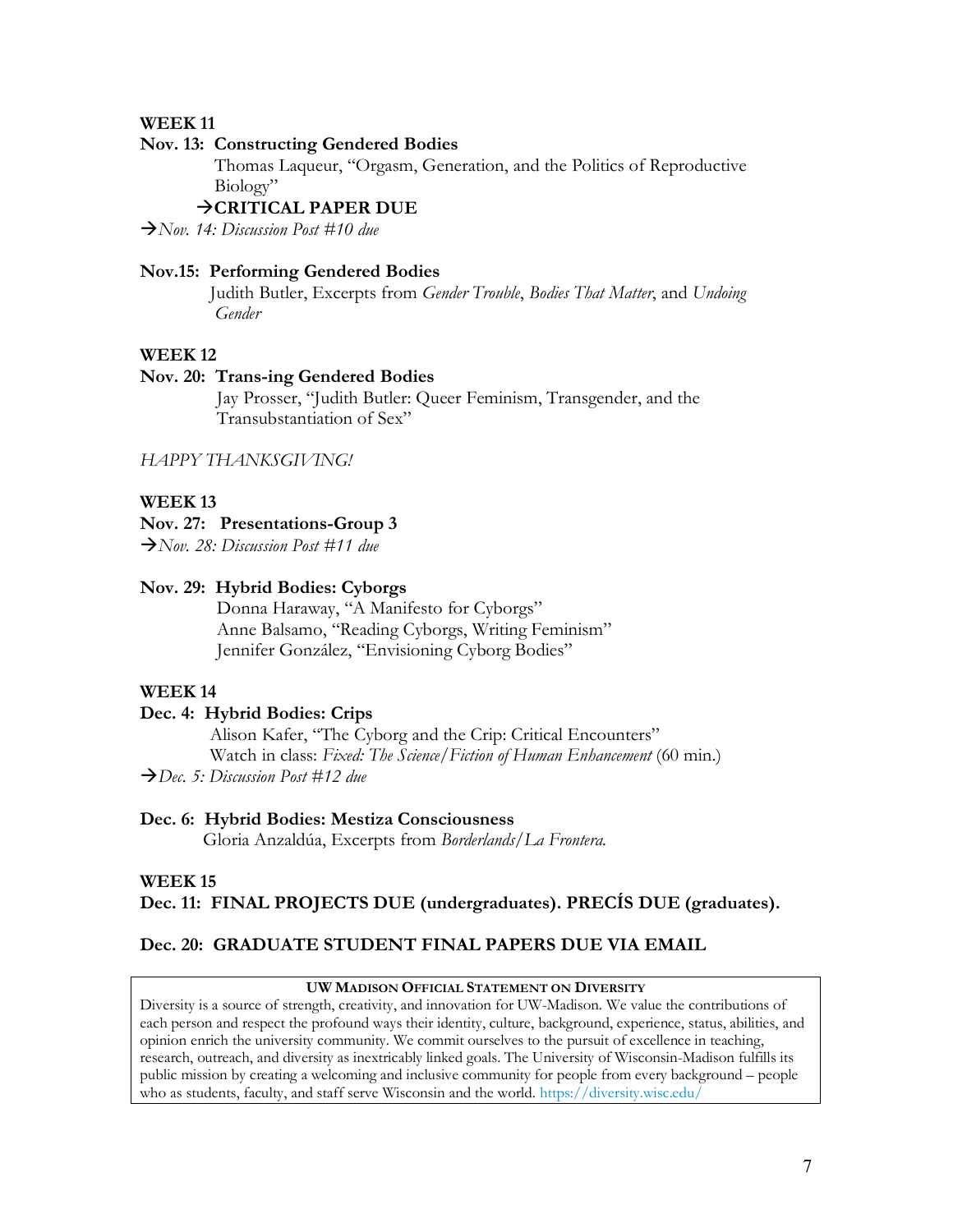**WEEK 11**

**Nov. 13: Constructing Gendered Bodies**

Thomas Laqueur, "Orgasm, Generation, and the Politics of Reproductive Biology"

→**CRITICAL PAPER DUE**

→*Nov. 14: Discussion Post #10 due*

**Nov.15: Performing Gendered Bodies**

Judith Butler, Excerpts from *Gender Trouble*, *Bodies That Matter*, and *Undoing Gender*

**WEEK 12**

**Nov. 20: Trans-ing Gendered Bodies**

Jay Prosser, "Judith Butler: Queer Feminism, Transgender, and the Transubstantiation of Sex"

*HAPPY THANKSGIVING!*

**WEEK 13**

**Nov. 27: Presentations-Group 3**

→*Nov. 28: Discussion Post #11 due*

**Nov. 29: Hybrid Bodies: Cyborgs**

Donna Haraway, "A Manifesto for Cyborgs"
Anne Balsamo, "Reading Cyborgs, Writing Feminism"
Jennifer González, "Envisioning Cyborg Bodies"

**WEEK 14**

**Dec. 4: Hybrid Bodies: Crips**

Alison Kafer, "The Cyborg and the Crip: Critical Encounters"
Watch in class: *Fixed: The Science/Fiction of Human Enhancement* (60 min.)

→*Dec. 5: Discussion Post #12 due*

**Dec. 6: Hybrid Bodies: Mestiza Consciousness**

Gloria Anzaldúa, Excerpts from *Borderlands/La Frontera.*

**WEEK 15**

**Dec. 11: FINAL PROJECTS DUE (undergraduates). PRECÍS DUE (graduates).**

**Dec. 20: GRADUATE STUDENT FINAL PAPERS DUE VIA EMAIL**

**UW MADISON OFFICIAL STATEMENT ON DIVERSITY**

Diversity is a source of strength, creativity, and innovation for UW-Madison. We value the contributions of each person and respect the profound ways their identity, culture, background, experience, status, abilities, and opinion enrich the university community. We commit ourselves to the pursuit of excellence in teaching, research, outreach, and diversity as inextricably linked goals. The University of Wisconsin-Madison fulfills its public mission by creating a welcoming and inclusive community for people from every background – people who as students, faculty, and staff serve Wisconsin and the world. https://diversity.wisc.edu/